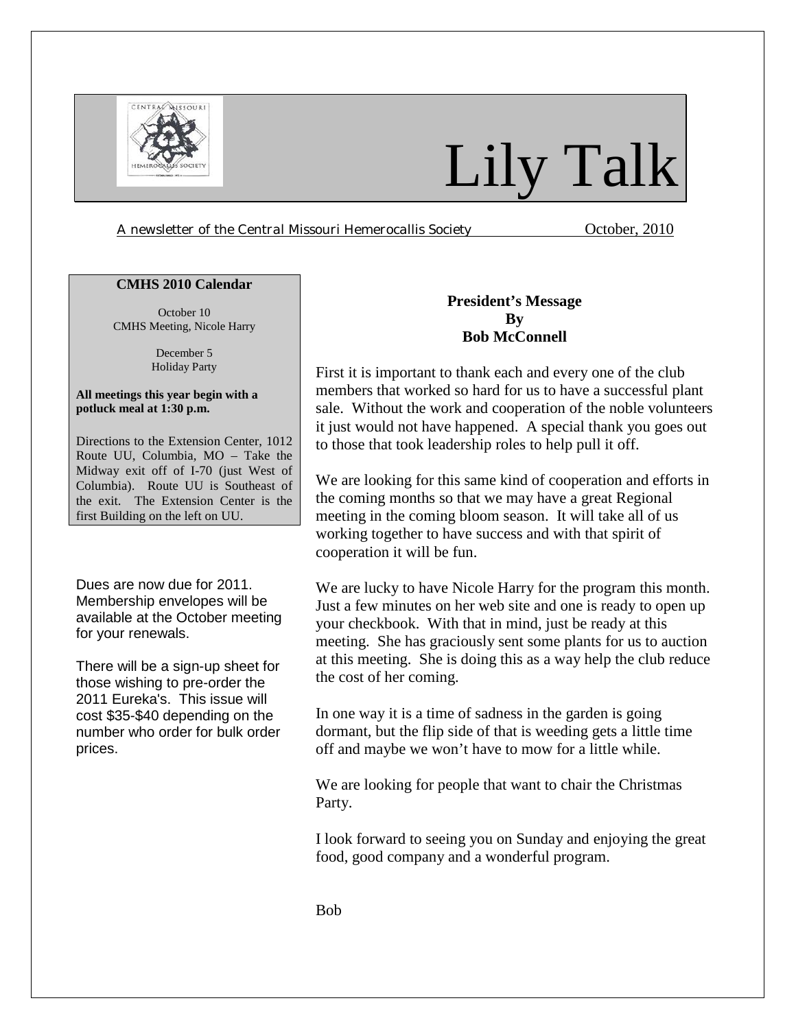# Lily Talk

A newsletter of the Central Missouri Hemerocallis Society October, 2010

**CMHS 2010 Calendar**

October 10
CMHS Meeting, Nicole Harry

December 5
Holiday Party

**All meetings this year begin with a potluck meal at 1:30 p.m.**

Directions to the Extension Center, 1012 Route UU, Columbia, MO – Take the Midway exit off of I-70 (just West of Columbia). Route UU is Southeast of the exit. The Extension Center is the first Building on the left on UU.

Dues are now due for 2011. Membership envelopes will be available at the October meeting for your renewals.

There will be a sign-up sheet for those wishing to pre-order the 2011 Eureka's. This issue will cost $35-$40 depending on the number who order for bulk order prices.

**President's Message**
**By**
**Bob McConnell**

First it is important to thank each and every one of the club members that worked so hard for us to have a successful plant sale. Without the work and cooperation of the noble volunteers it just would not have happened. A special thank you goes out to those that took leadership roles to help pull it off.

We are looking for this same kind of cooperation and efforts in the coming months so that we may have a great Regional meeting in the coming bloom season. It will take all of us working together to have success and with that spirit of cooperation it will be fun.

We are lucky to have Nicole Harry for the program this month. Just a few minutes on her web site and one is ready to open up your checkbook. With that in mind, just be ready at this meeting. She has graciously sent some plants for us to auction at this meeting. She is doing this as a way help the club reduce the cost of her coming.

In one way it is a time of sadness in the garden is going dormant, but the flip side of that is weeding gets a little time off and maybe we won't have to mow for a little while.

We are looking for people that want to chair the Christmas Party.

I look forward to seeing you on Sunday and enjoying the great food, good company and a wonderful program.

Bob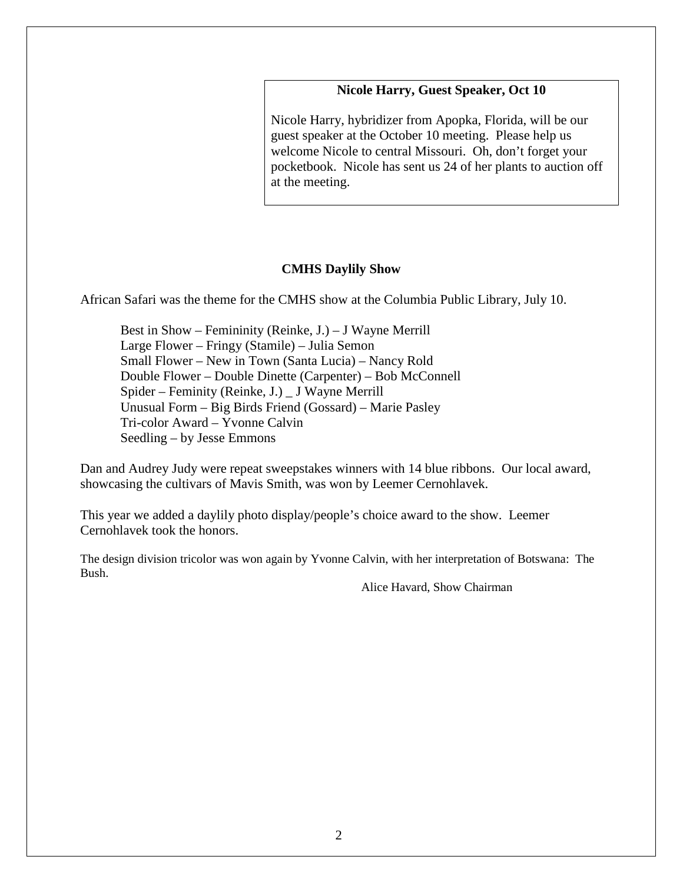**Nicole Harry, Guest Speaker, Oct 10**

Nicole Harry, hybridizer from Apopka, Florida, will be our guest speaker at the October 10 meeting. Please help us welcome Nicole to central Missouri. Oh, don't forget your pocketbook. Nicole has sent us 24 of her plants to auction off at the meeting.

**CMHS Daylily Show**

African Safari was the theme for the CMHS show at the Columbia Public Library, July 10.

Best in Show – Femininity (Reinke, J.) – J Wayne Merrill
Large Flower – Fringy (Stamile) – Julia Semon
Small Flower – New in Town (Santa Lucia) – Nancy Rold
Double Flower – Double Dinette (Carpenter) – Bob McConnell
Spider – Feminity (Reinke, J.) _ J Wayne Merrill
Unusual Form – Big Birds Friend (Gossard) – Marie Pasley
Tri-color Award – Yvonne Calvin
Seedling – by Jesse Emmons

Dan and Audrey Judy were repeat sweepstakes winners with 14 blue ribbons. Our local award, showcasing the cultivars of Mavis Smith, was won by Leemer Cernohlavek.

This year we added a daylily photo display/people's choice award to the show. Leemer Cernohlavek took the honors.

The design division tricolor was won again by Yvonne Calvin, with her interpretation of Botswana: The Bush.

Alice Havard, Show Chairman